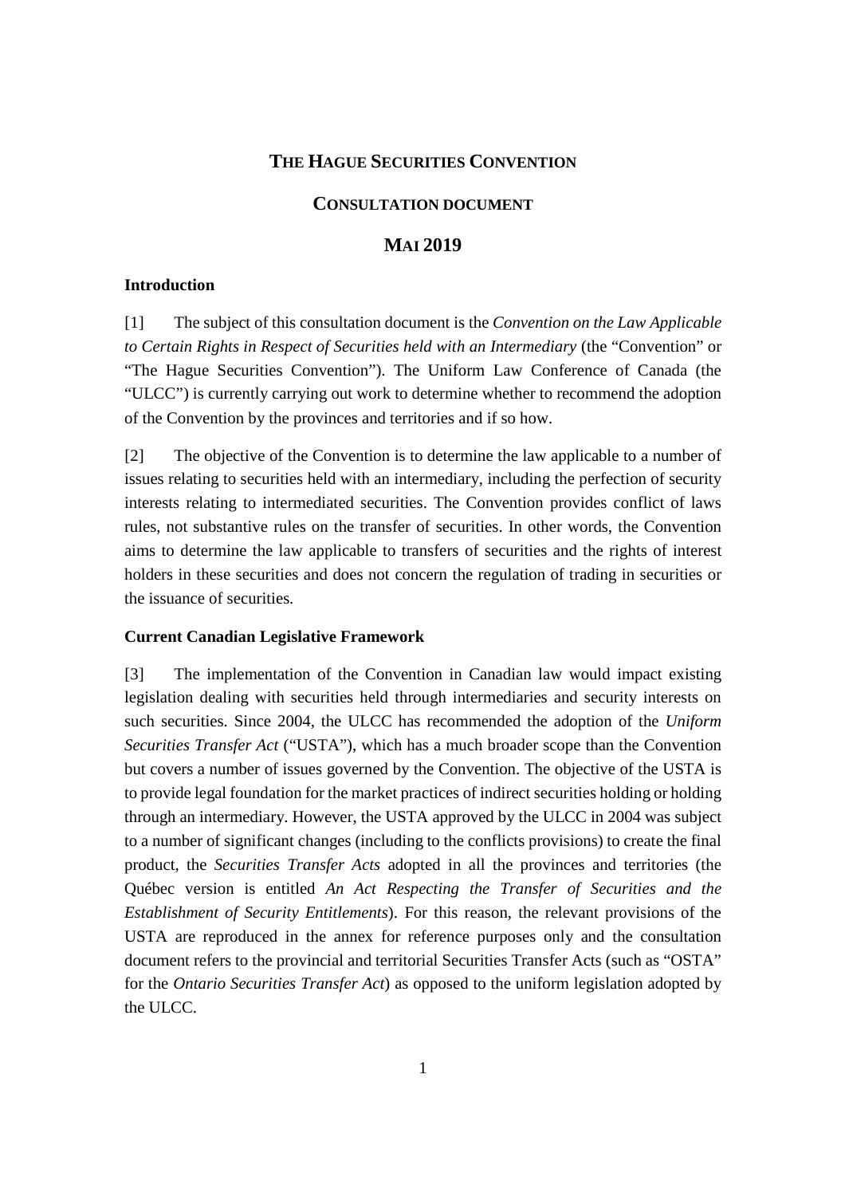# THE HAGUE SECURITIES CONVENTION

## CONSULTATION DOCUMENT

## MAI 2019

### Introduction

[1] The subject of this consultation document is the *Convention on the Law Applicable to Certain Rights in Respect of Securities held with an Intermediary* (the "Convention" or "The Hague Securities Convention"). The Uniform Law Conference of Canada (the "ULCC") is currently carrying out work to determine whether to recommend the adoption of the Convention by the provinces and territories and if so how.

[2] The objective of the Convention is to determine the law applicable to a number of issues relating to securities held with an intermediary, including the perfection of security interests relating to intermediated securities. The Convention provides conflict of laws rules, not substantive rules on the transfer of securities. In other words, the Convention aims to determine the law applicable to transfers of securities and the rights of interest holders in these securities and does not concern the regulation of trading in securities or the issuance of securities.

### Current Canadian Legislative Framework

[3] The implementation of the Convention in Canadian law would impact existing legislation dealing with securities held through intermediaries and security interests on such securities. Since 2004, the ULCC has recommended the adoption of the *Uniform Securities Transfer Act* ("USTA"), which has a much broader scope than the Convention but covers a number of issues governed by the Convention. The objective of the USTA is to provide legal foundation for the market practices of indirect securities holding or holding through an intermediary. However, the USTA approved by the ULCC in 2004 was subject to a number of significant changes (including to the conflicts provisions) to create the final product, the *Securities Transfer Acts* adopted in all the provinces and territories (the Québec version is entitled *An Act Respecting the Transfer of Securities and the Establishment of Security Entitlements*). For this reason, the relevant provisions of the USTA are reproduced in the annex for reference purposes only and the consultation document refers to the provincial and territorial Securities Transfer Acts (such as "OSTA" for the *Ontario Securities Transfer Act*) as opposed to the uniform legislation adopted by the ULCC.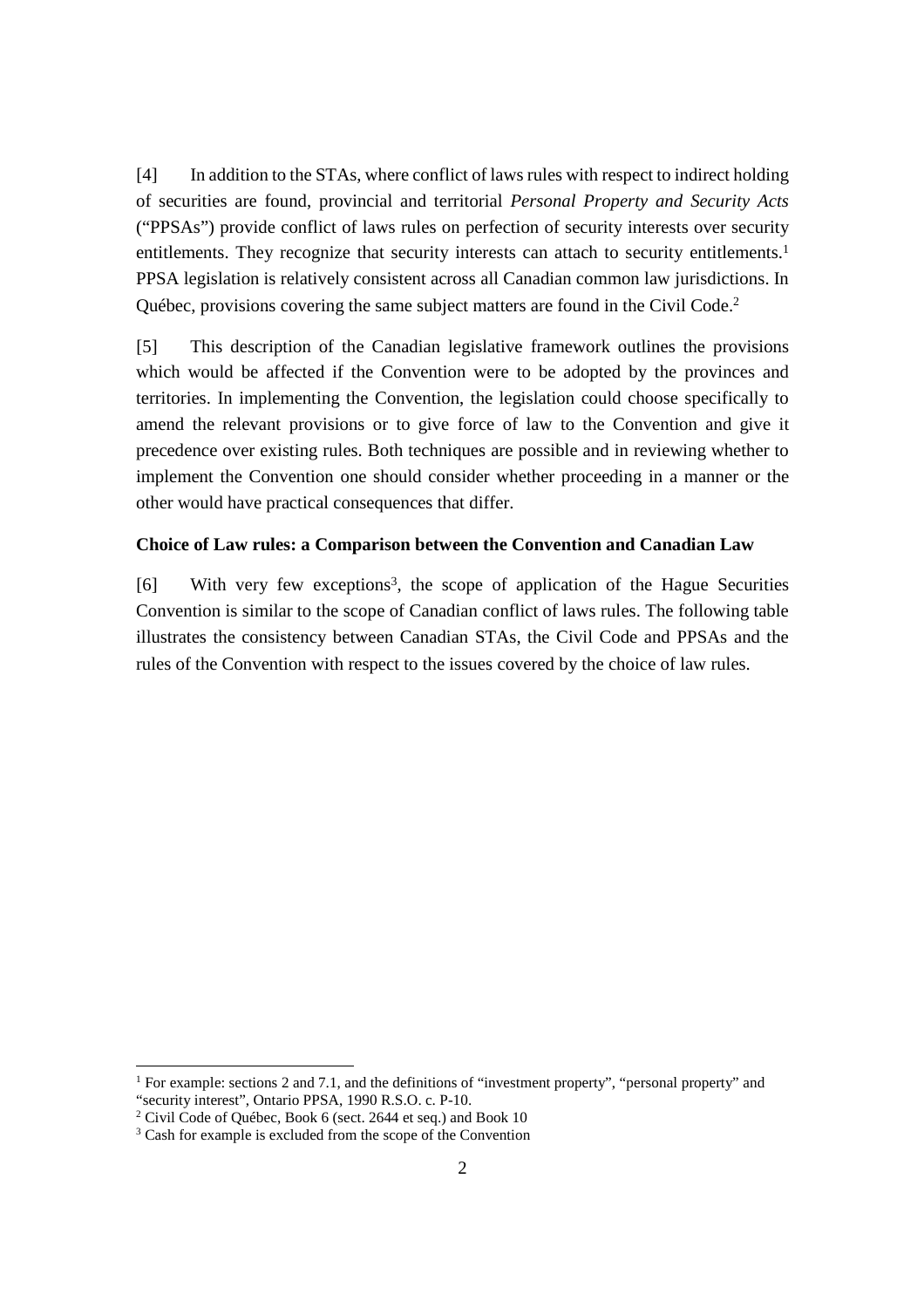[4] In addition to the STAs, where conflict of laws rules with respect to indirect holding of securities are found, provincial and territorial *Personal Property and Security Acts* ("PPSAs") provide conflict of laws rules on perfection of security interests over security entitlements. They recognize that security interests can attach to security entitlements.[1] PPSA legislation is relatively consistent across all Canadian common law jurisdictions. In Québec, provisions covering the same subject matters are found in the Civil Code.[2]

[5] This description of the Canadian legislative framework outlines the provisions which would be affected if the Convention were to be adopted by the provinces and territories. In implementing the Convention, the legislation could choose specifically to amend the relevant provisions or to give force of law to the Convention and give it precedence over existing rules. Both techniques are possible and in reviewing whether to implement the Convention one should consider whether proceeding in a manner or the other would have practical consequences that differ.

**Choice of Law rules: a Comparison between the Convention and Canadian Law**

[6] With very few exceptions[3], the scope of application of the Hague Securities Convention is similar to the scope of Canadian conflict of laws rules. The following table illustrates the consistency between Canadian STAs, the Civil Code and PPSAs and the rules of the Convention with respect to the issues covered by the choice of law rules.

---

[1] For example: sections 2 and 7.1, and the definitions of "investment property", "personal property" and "security interest", Ontario PPSA, 1990 R.S.O. c. P-10.

[2] Civil Code of Québec, Book 6 (sect. 2644 et seq.) and Book 10

[3] Cash for example is excluded from the scope of the Convention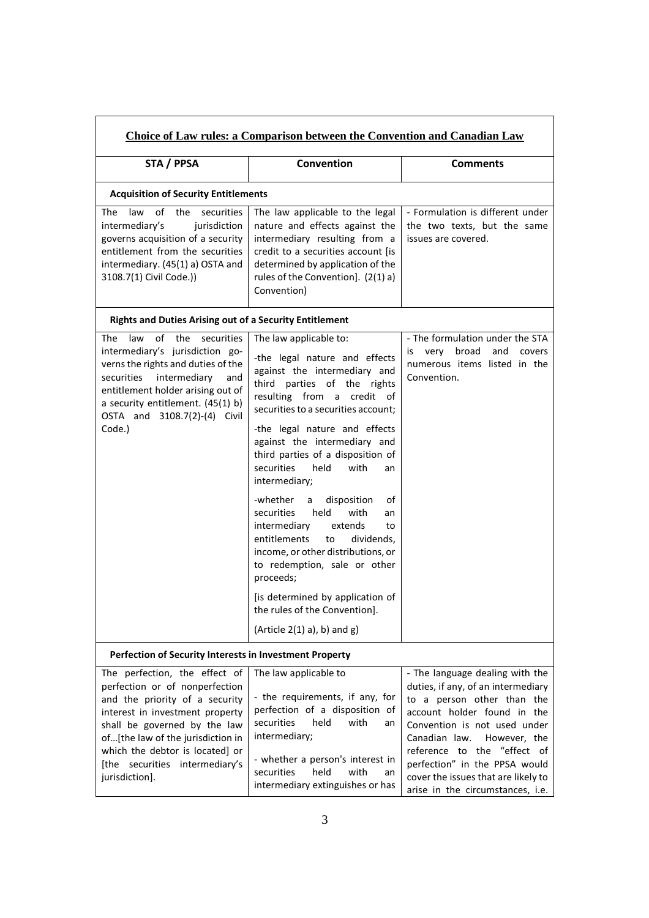| **Choice of Law rules: a Comparison between the Convention and Canadian Law** | | |
|---|---|---|
| **STA / PPSA** | **Convention** | **Comments** |
| **Acquisition of Security Entitlements** | | |
| The law of the securities intermediary's jurisdiction governs acquisition of a security entitlement from the securities intermediary. (45(1) a) OSTA and 3108.7(1) Civil Code.)) | The law applicable to the legal nature and effects against the intermediary resulting from a credit to a securities account [is determined by application of the rules of the Convention]. (2(1) a) Convention) | - Formulation is different under the two texts, but the same issues are covered. |
| **Rights and Duties Arising out of a Security Entitlement** | | |
| The law of the securities intermediary's jurisdiction governs the rights and duties of the securities intermediary and entitlement holder arising out of a security entitlement. (45(1) b) OSTA and 3108.7(2)-(4) Civil Code.) | The law applicable to:<br><br>-the legal nature and effects against the intermediary and third parties of the rights resulting from a credit of securities to a securities account;<br><br>-the legal nature and effects against the intermediary and third parties of a disposition of securities held with an intermediary;<br><br>-whether a disposition of securities held with an intermediary extends to entitlements to dividends, income, or other distributions, or to redemption, sale or other proceeds;<br><br>[is determined by application of the rules of the Convention].<br><br>(Article 2(1) a), b) and g) | - The formulation under the STA is very broad and covers numerous items listed in the Convention. |
| **Perfection of Security Interests in Investment Property** | | |
| The perfection, the effect of perfection or of nonperfection and the priority of a security interest in investment property shall be governed by the law of…[the law of the jurisdiction in which the debtor is located] or [the securities intermediary's jurisdiction]. | The law applicable to<br><br>- the requirements, if any, for perfection of a disposition of securities held with an intermediary;<br><br>- whether a person's interest in securities held with an intermediary extinguishes or has | - The language dealing with the duties, if any, of an intermediary to a person other than the account holder found in the Convention is not used under Canadian law. However, the reference to the "effect of perfection" in the PPSA would cover the issues that are likely to arise in the circumstances, i.e. |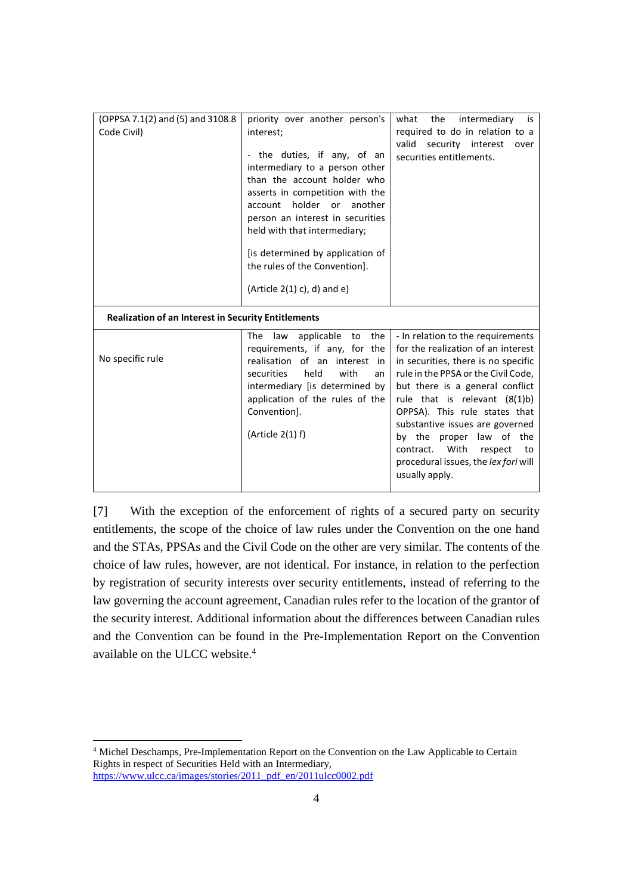| | | |
|---|---|---|
| (OPPSA 7.1(2) and (5) and 3108.8 Code Civil) | priority over another person's interest;<br><br>- the duties, if any, of an intermediary to a person other than the account holder who asserts in competition with the account holder or another person an interest in securities held with that intermediary;<br><br>[is determined by application of the rules of the Convention].<br><br>(Article 2(1) c), d) and e) | what the intermediary is required to do in relation to a valid security interest over securities entitlements. |
| **Realization of an Interest in Security Entitlements** | | |
| No specific rule | The law applicable to the requirements, if any, for the realisation of an interest in securities held with an intermediary [is determined by application of the rules of the Convention].<br><br>(Article 2(1) f) | - In relation to the requirements for the realization of an interest in securities, there is no specific rule in the PPSA or the Civil Code, but there is a general conflict rule that is relevant (8(1)b) OPPSA). This rule states that substantive issues are governed by the proper law of the contract. With respect to procedural issues, the *lex fori* will usually apply. |

[7] With the exception of the enforcement of rights of a secured party on security entitlements, the scope of the choice of law rules under the Convention on the one hand and the STAs, PPSAs and the Civil Code on the other are very similar. The contents of the choice of law rules, however, are not identical. For instance, in relation to the perfection by registration of security interests over security entitlements, instead of referring to the law governing the account agreement, Canadian rules refer to the location of the grantor of the security interest. Additional information about the differences between Canadian rules and the Convention can be found in the Pre-Implementation Report on the Convention available on the ULCC website.[4]

[4] Michel Deschamps, Pre-Implementation Report on the Convention on the Law Applicable to Certain Rights in respect of Securities Held with an Intermediary, https://www.ulcc.ca/images/stories/2011_pdf_en/2011ulcc0002.pdf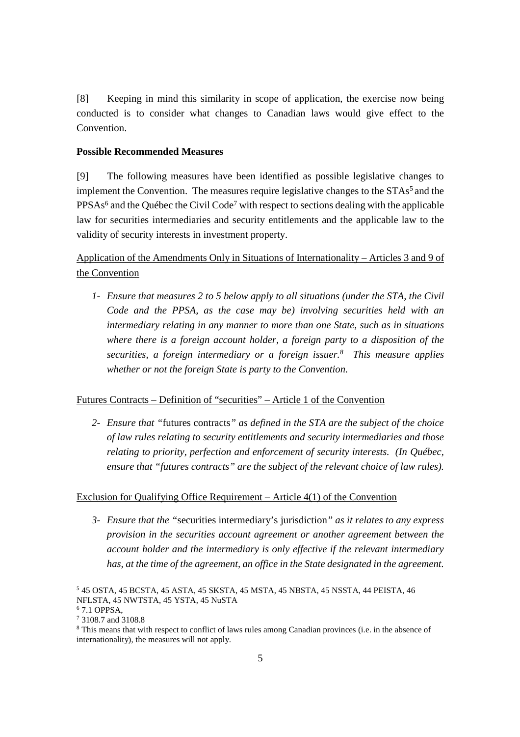[8] Keeping in mind this similarity in scope of application, the exercise now being conducted is to consider what changes to Canadian laws would give effect to the Convention.

**Possible Recommended Measures**

[9] The following measures have been identified as possible legislative changes to implement the Convention. The measures require legislative changes to the STAs[5] and the PPSAs[6] and the Québec the Civil Code[7] with respect to sections dealing with the applicable law for securities intermediaries and security entitlements and the applicable law to the validity of security interests in investment property.

Application of the Amendments Only in Situations of Internationality – Articles 3 and 9 of the Convention

1- *Ensure that measures 2 to 5 below apply to all situations (under the STA, the Civil Code and the PPSA, as the case may be) involving securities held with an intermediary relating in any manner to more than one State, such as in situations where there is a foreign account holder, a foreign party to a disposition of the securities, a foreign intermediary or a foreign issuer.[8] This measure applies whether or not the foreign State is party to the Convention.*

Futures Contracts – Definition of "securities" – Article 1 of the Convention

2- *Ensure that "*futures contracts*" as defined in the STA are the subject of the choice of law rules relating to security entitlements and security intermediaries and those relating to priority, perfection and enforcement of security interests. (In Québec, ensure that "futures contracts" are the subject of the relevant choice of law rules).*

Exclusion for Qualifying Office Requirement – Article 4(1) of the Convention

3- *Ensure that the "*securities intermediary's jurisdiction*" as it relates to any express provision in the securities account agreement or another agreement between the account holder and the intermediary is only effective if the relevant intermediary has, at the time of the agreement, an office in the State designated in the agreement.*

---

[5] 45 OSTA, 45 BCSTA, 45 ASTA, 45 SKSTA, 45 MSTA, 45 NBSTA, 45 NSSTA, 44 PEISTA, 46 NFLSTA, 45 NWTSTA, 45 YSTA, 45 NuSTA

[6] 7.1 OPPSA,

[7] 3108.7 and 3108.8

[8] This means that with respect to conflict of laws rules among Canadian provinces (i.e. in the absence of internationality), the measures will not apply.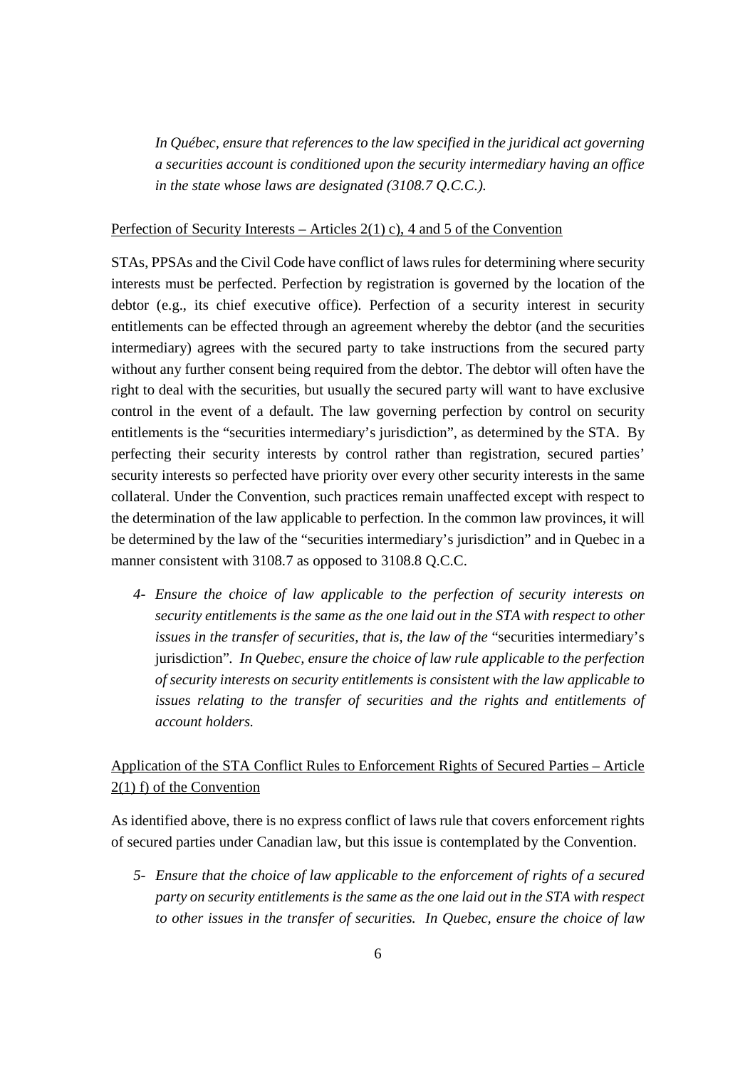*In Québec, ensure that references to the law specified in the juridical act governing a securities account is conditioned upon the security intermediary having an office in the state whose laws are designated (3108.7 Q.C.C.).*

Perfection of Security Interests – Articles 2(1) c), 4 and 5 of the Convention

STAs, PPSAs and the Civil Code have conflict of laws rules for determining where security interests must be perfected. Perfection by registration is governed by the location of the debtor (e.g., its chief executive office). Perfection of a security interest in security entitlements can be effected through an agreement whereby the debtor (and the securities intermediary) agrees with the secured party to take instructions from the secured party without any further consent being required from the debtor. The debtor will often have the right to deal with the securities, but usually the secured party will want to have exclusive control in the event of a default. The law governing perfection by control on security entitlements is the "securities intermediary's jurisdiction", as determined by the STA. By perfecting their security interests by control rather than registration, secured parties' security interests so perfected have priority over every other security interests in the same collateral. Under the Convention, such practices remain unaffected except with respect to the determination of the law applicable to perfection. In the common law provinces, it will be determined by the law of the "securities intermediary's jurisdiction" and in Quebec in a manner consistent with 3108.7 as opposed to 3108.8 Q.C.C.

4- *Ensure the choice of law applicable to the perfection of security interests on security entitlements is the same as the one laid out in the STA with respect to other issues in the transfer of securities, that is, the law of the* "securities intermediary's jurisdiction". *In Quebec, ensure the choice of law rule applicable to the perfection of security interests on security entitlements is consistent with the law applicable to issues relating to the transfer of securities and the rights and entitlements of account holders.*

Application of the STA Conflict Rules to Enforcement Rights of Secured Parties – Article 2(1) f) of the Convention

As identified above, there is no express conflict of laws rule that covers enforcement rights of secured parties under Canadian law, but this issue is contemplated by the Convention.

5- *Ensure that the choice of law applicable to the enforcement of rights of a secured party on security entitlements is the same as the one laid out in the STA with respect to other issues in the transfer of securities. In Quebec, ensure the choice of law*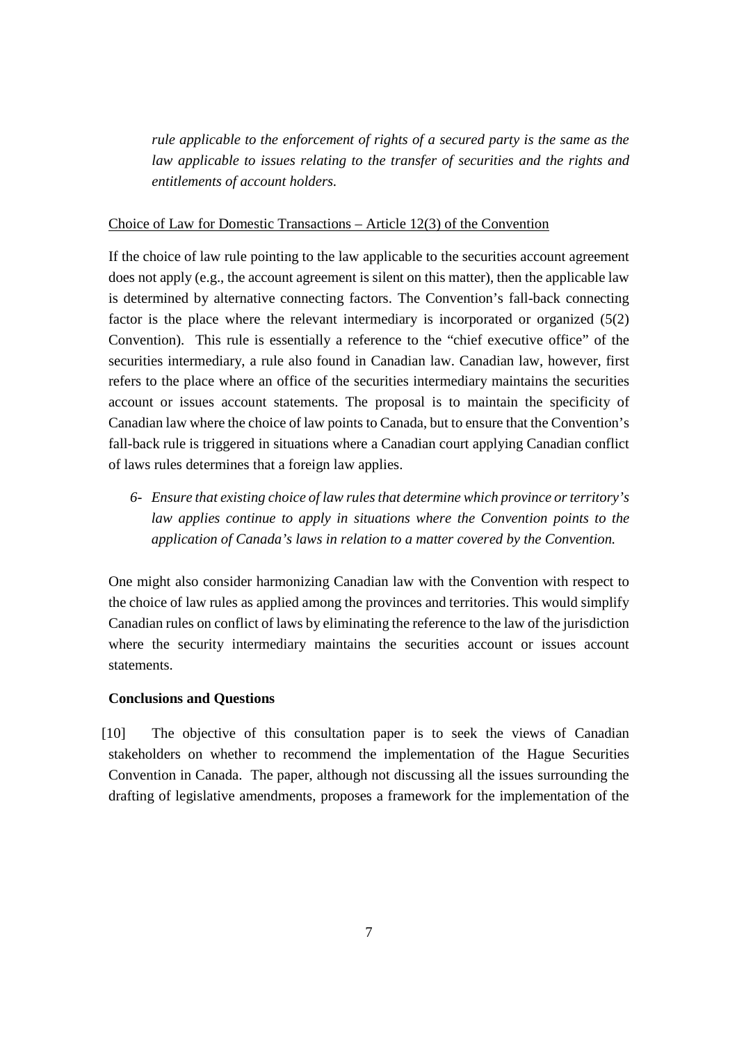*rule applicable to the enforcement of rights of a secured party is the same as the law applicable to issues relating to the transfer of securities and the rights and entitlements of account holders.*

<u>Choice of Law for Domestic Transactions – Article 12(3) of the Convention</u>

If the choice of law rule pointing to the law applicable to the securities account agreement does not apply (e.g., the account agreement is silent on this matter), then the applicable law is determined by alternative connecting factors. The Convention's fall-back connecting factor is the place where the relevant intermediary is incorporated or organized (5(2) Convention). This rule is essentially a reference to the "chief executive office" of the securities intermediary, a rule also found in Canadian law. Canadian law, however, first refers to the place where an office of the securities intermediary maintains the securities account or issues account statements. The proposal is to maintain the specificity of Canadian law where the choice of law points to Canada, but to ensure that the Convention's fall-back rule is triggered in situations where a Canadian court applying Canadian conflict of laws rules determines that a foreign law applies.

6- *Ensure that existing choice of law rules that determine which province or territory's law applies continue to apply in situations where the Convention points to the application of Canada's laws in relation to a matter covered by the Convention.*

One might also consider harmonizing Canadian law with the Convention with respect to the choice of law rules as applied among the provinces and territories. This would simplify Canadian rules on conflict of laws by eliminating the reference to the law of the jurisdiction where the security intermediary maintains the securities account or issues account statements.

**Conclusions and Questions**

[10] The objective of this consultation paper is to seek the views of Canadian stakeholders on whether to recommend the implementation of the Hague Securities Convention in Canada. The paper, although not discussing all the issues surrounding the drafting of legislative amendments, proposes a framework for the implementation of the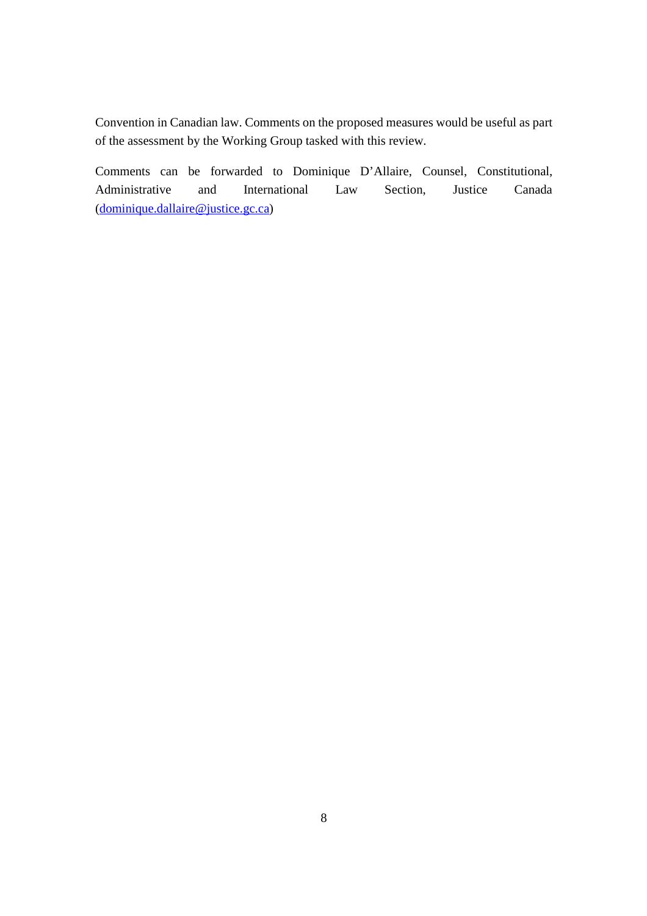Convention in Canadian law. Comments on the proposed measures would be useful as part of the assessment by the Working Group tasked with this review.

Comments can be forwarded to Dominique D'Allaire, Counsel, Constitutional, Administrative and International Law Section, Justice Canada (dominique.dallaire@justice.gc.ca)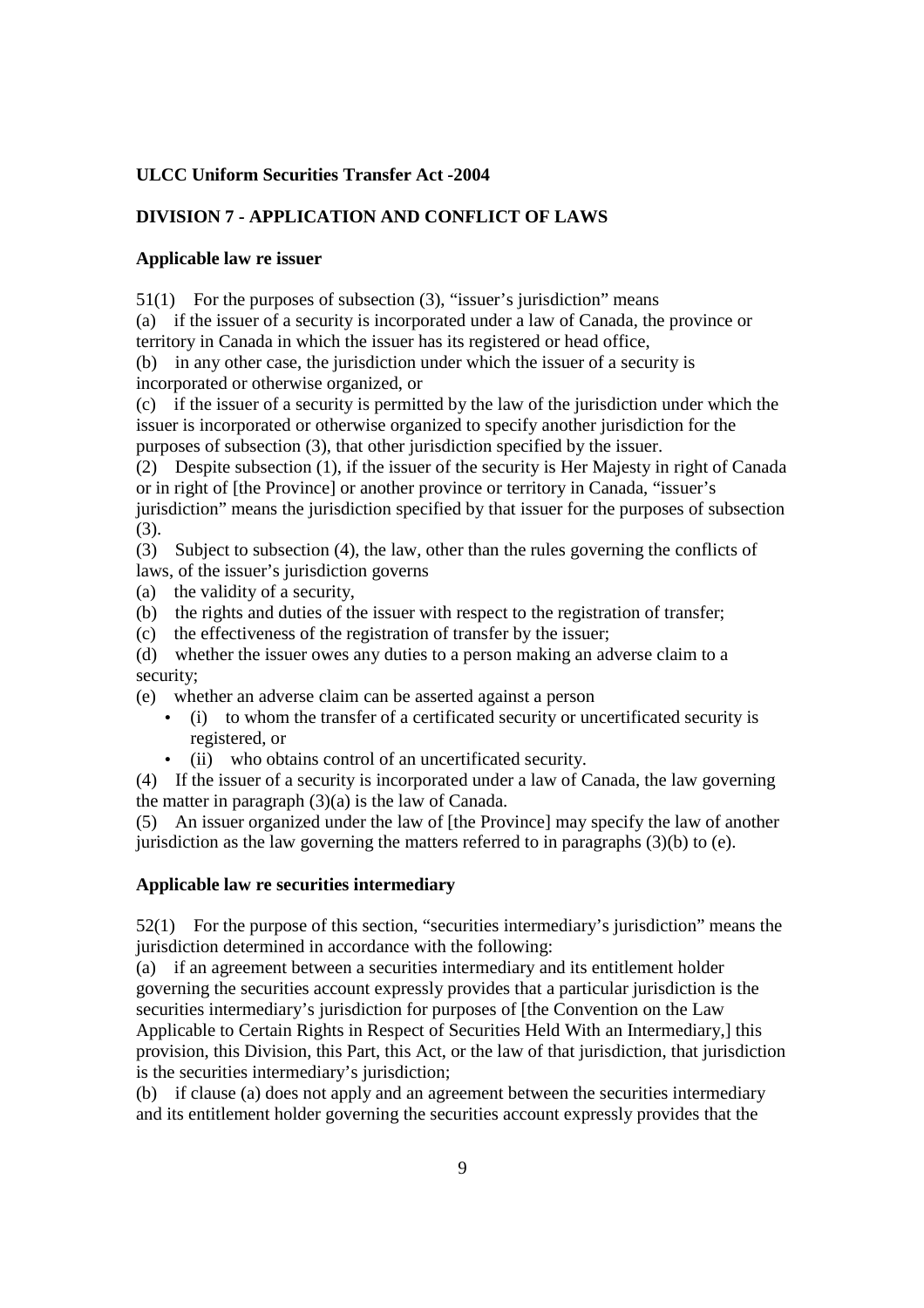**ULCC Uniform Securities Transfer Act -2004**

**DIVISION 7 - APPLICATION AND CONFLICT OF LAWS**

**Applicable law re issuer**

51(1) For the purposes of subsection (3), "issuer's jurisdiction" means

(a) if the issuer of a security is incorporated under a law of Canada, the province or territory in Canada in which the issuer has its registered or head office,

(b) in any other case, the jurisdiction under which the issuer of a security is incorporated or otherwise organized, or

(c) if the issuer of a security is permitted by the law of the jurisdiction under which the issuer is incorporated or otherwise organized to specify another jurisdiction for the purposes of subsection (3), that other jurisdiction specified by the issuer.

(2) Despite subsection (1), if the issuer of the security is Her Majesty in right of Canada or in right of [the Province] or another province or territory in Canada, "issuer's jurisdiction" means the jurisdiction specified by that issuer for the purposes of subsection (3).

(3) Subject to subsection (4), the law, other than the rules governing the conflicts of laws, of the issuer's jurisdiction governs

(a) the validity of a security,

(b) the rights and duties of the issuer with respect to the registration of transfer;

(c) the effectiveness of the registration of transfer by the issuer;

(d) whether the issuer owes any duties to a person making an adverse claim to a security;

(e) whether an adverse claim can be asserted against a person

- (i) to whom the transfer of a certificated security or uncertificated security is registered, or
- (ii) who obtains control of an uncertificated security.

(4) If the issuer of a security is incorporated under a law of Canada, the law governing the matter in paragraph (3)(a) is the law of Canada.

(5) An issuer organized under the law of [the Province] may specify the law of another jurisdiction as the law governing the matters referred to in paragraphs (3)(b) to (e).

**Applicable law re securities intermediary**

52(1) For the purpose of this section, "securities intermediary's jurisdiction" means the jurisdiction determined in accordance with the following:

(a) if an agreement between a securities intermediary and its entitlement holder governing the securities account expressly provides that a particular jurisdiction is the securities intermediary's jurisdiction for purposes of [the Convention on the Law Applicable to Certain Rights in Respect of Securities Held With an Intermediary,] this provision, this Division, this Part, this Act, or the law of that jurisdiction, that jurisdiction is the securities intermediary's jurisdiction;

(b) if clause (a) does not apply and an agreement between the securities intermediary and its entitlement holder governing the securities account expressly provides that the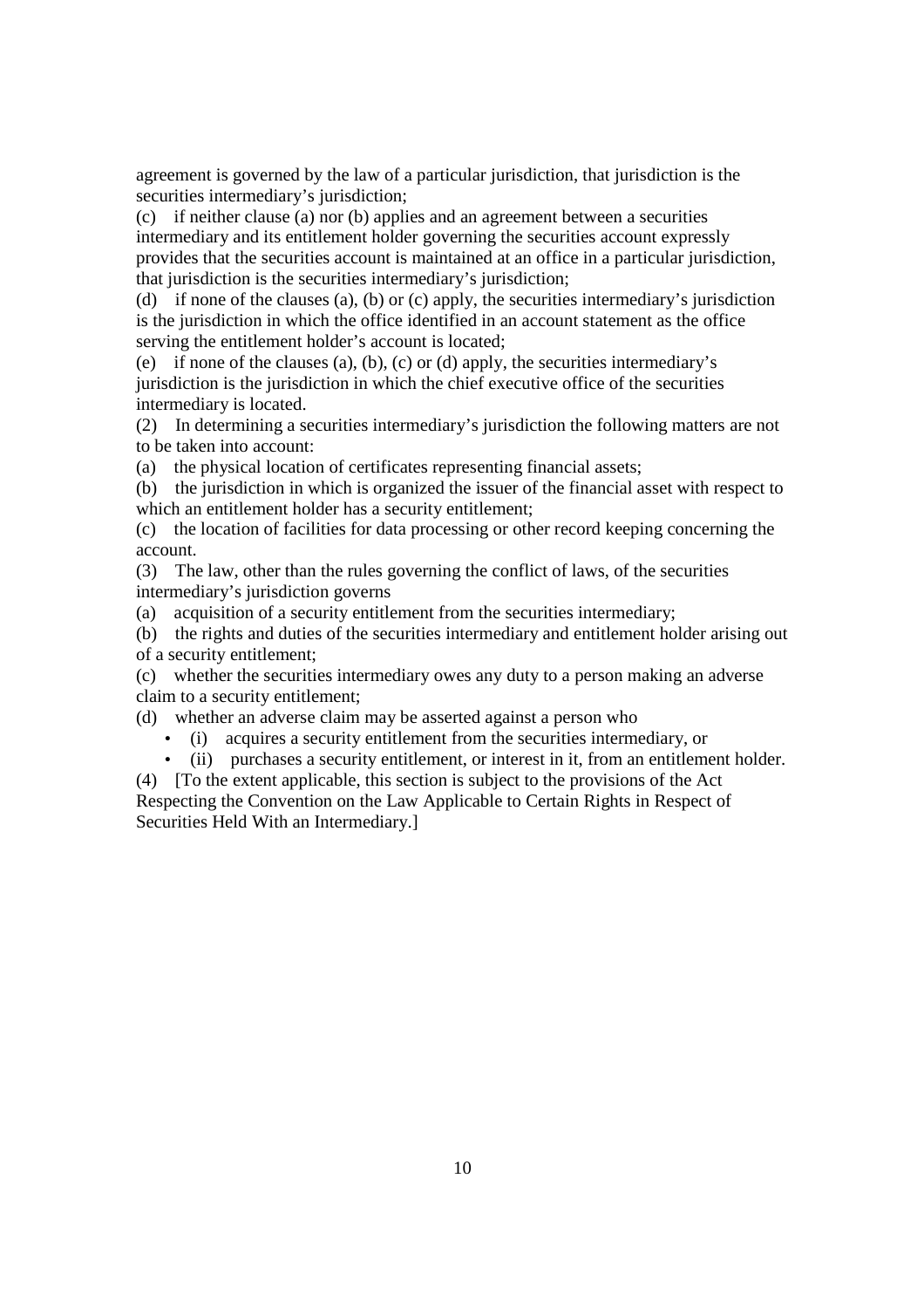agreement is governed by the law of a particular jurisdiction, that jurisdiction is the securities intermediary's jurisdiction;

(c) if neither clause (a) nor (b) applies and an agreement between a securities intermediary and its entitlement holder governing the securities account expressly provides that the securities account is maintained at an office in a particular jurisdiction, that jurisdiction is the securities intermediary's jurisdiction;

(d) if none of the clauses (a), (b) or (c) apply, the securities intermediary's jurisdiction is the jurisdiction in which the office identified in an account statement as the office serving the entitlement holder's account is located;

(e) if none of the clauses (a), (b), (c) or (d) apply, the securities intermediary's jurisdiction is the jurisdiction in which the chief executive office of the securities intermediary is located.

(2) In determining a securities intermediary's jurisdiction the following matters are not to be taken into account:

(a) the physical location of certificates representing financial assets;

(b) the jurisdiction in which is organized the issuer of the financial asset with respect to which an entitlement holder has a security entitlement;

(c) the location of facilities for data processing or other record keeping concerning the account.

(3) The law, other than the rules governing the conflict of laws, of the securities intermediary's jurisdiction governs

(a) acquisition of a security entitlement from the securities intermediary;

(b) the rights and duties of the securities intermediary and entitlement holder arising out of a security entitlement;

(c) whether the securities intermediary owes any duty to a person making an adverse claim to a security entitlement;

(d) whether an adverse claim may be asserted against a person who

- (i) acquires a security entitlement from the securities intermediary, or
- (ii) purchases a security entitlement, or interest in it, from an entitlement holder.

(4) [To the extent applicable, this section is subject to the provisions of the Act Respecting the Convention on the Law Applicable to Certain Rights in Respect of Securities Held With an Intermediary.]